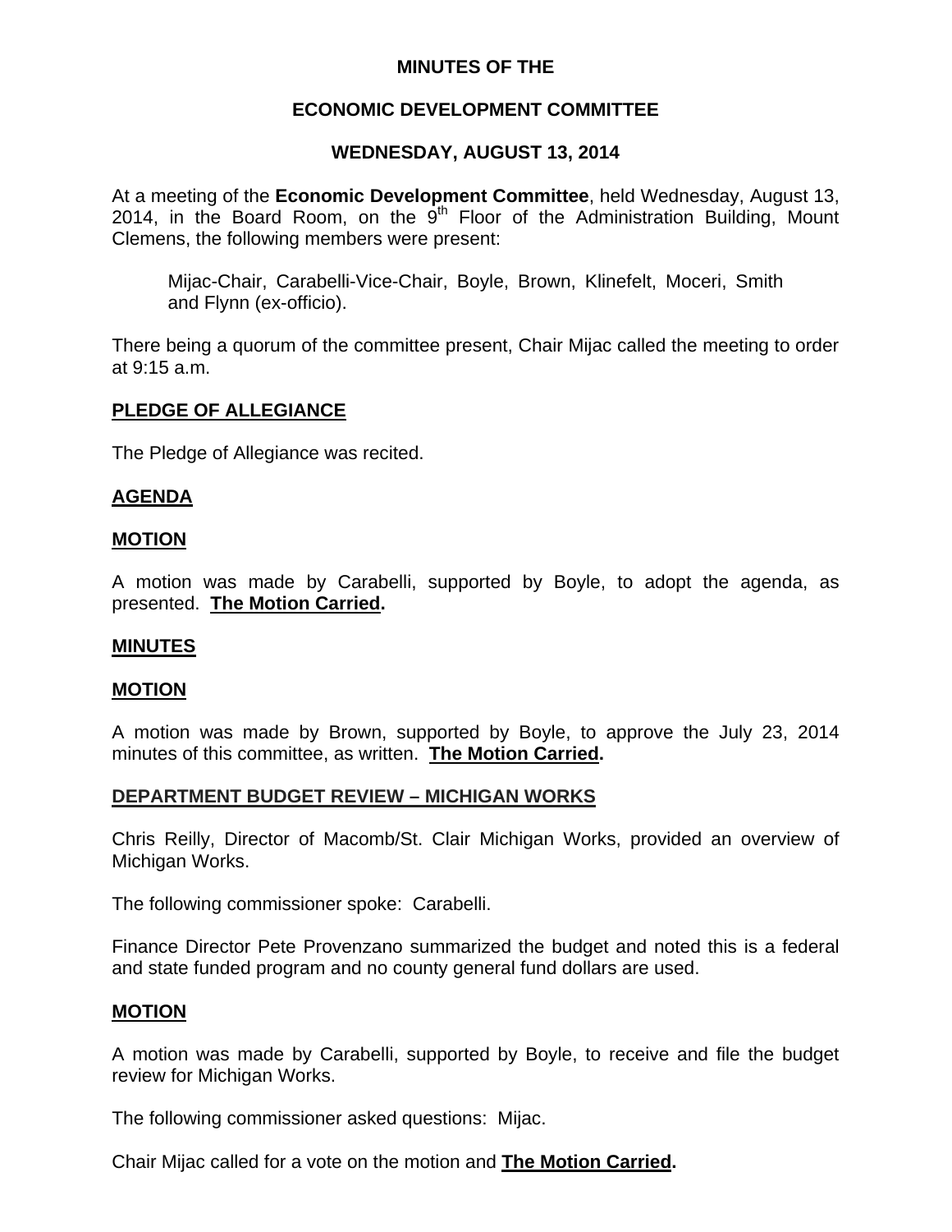# MINUTES OF THE

# ECONOMIC DEVELOPMENT COMMITTEE

## WEDNESDAY, AUGUST 13, 2014

At a meeting of the **Economic Development Committee**, held Wednesday, August 13, 2014, in the Board Room, on the 9th Floor of the Administration Building, Mount Clemens, the following members were present:

> Mijac-Chair, Carabelli-Vice-Chair, Boyle, Brown, Klinefelt, Moceri, Smith and Flynn (ex-officio).

There being a quorum of the committee present, Chair Mijac called the meeting to order at 9:15 a.m.

**PLEDGE OF ALLEGIANCE**

The Pledge of Allegiance was recited.

**AGENDA**

**MOTION**

A motion was made by Carabelli, supported by Boyle, to adopt the agenda, as presented. **The Motion Carried.**

**MINUTES**

**MOTION**

A motion was made by Brown, supported by Boyle, to approve the July 23, 2014 minutes of this committee, as written. **The Motion Carried.**

**DEPARTMENT BUDGET REVIEW – MICHIGAN WORKS**

Chris Reilly, Director of Macomb/St. Clair Michigan Works, provided an overview of Michigan Works.

The following commissioner spoke: Carabelli.

Finance Director Pete Provenzano summarized the budget and noted this is a federal and state funded program and no county general fund dollars are used.

**MOTION**

A motion was made by Carabelli, supported by Boyle, to receive and file the budget review for Michigan Works.

The following commissioner asked questions: Mijac.

Chair Mijac called for a vote on the motion and **The Motion Carried.**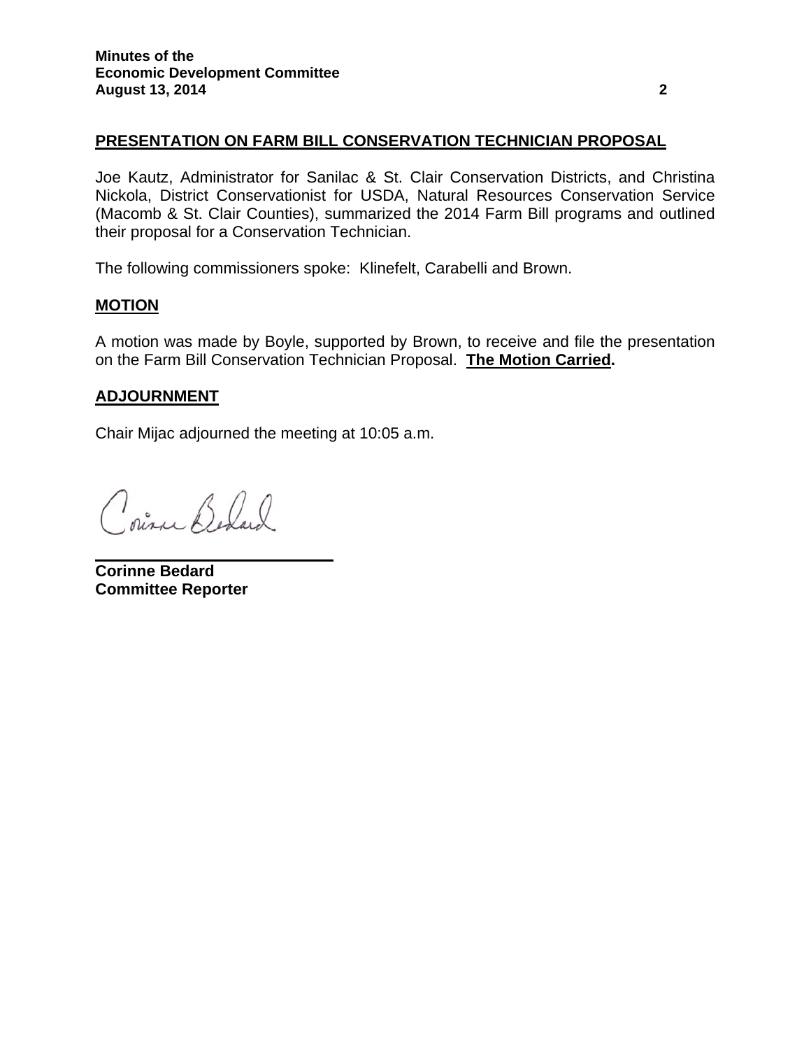## PRESENTATION ON FARM BILL CONSERVATION TECHNICIAN PROPOSAL

Joe Kautz, Administrator for Sanilac & St. Clair Conservation Districts, and Christina Nickola, District Conservationist for USDA, Natural Resources Conservation Service (Macomb & St. Clair Counties), summarized the 2014 Farm Bill programs and outlined their proposal for a Conservation Technician.

The following commissioners spoke: Klinefelt, Carabelli and Brown.

## MOTION

A motion was made by Boyle, supported by Brown, to receive and file the presentation on the Farm Bill Conservation Technician Proposal. **The Motion Carried.**

## ADJOURNMENT

Chair Mijac adjourned the meeting at 10:05 a.m.

**Corinne Bedard**
**Committee Reporter**